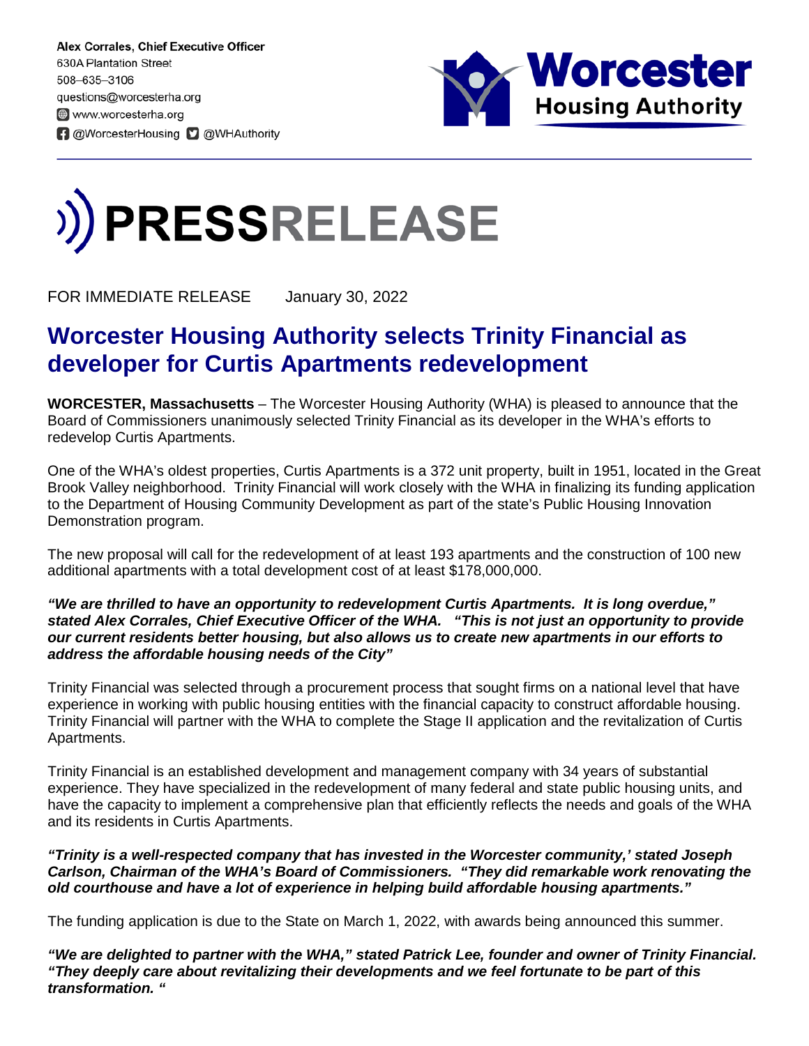Alex Corrales, Chief Executive Officer
630A Plantation Street
508–635–3106
questions@worcesterha.org
www.worcesterha.org
@WorcesterHousing @WHAuthority

Worcester Housing Authority

# PRESSRELEASE

FOR IMMEDIATE RELEASE January 30, 2022

## Worcester Housing Authority selects Trinity Financial as developer for Curtis Apartments redevelopment

**WORCESTER, Massachusetts** – The Worcester Housing Authority (WHA) is pleased to announce that the Board of Commissioners unanimously selected Trinity Financial as its developer in the WHA's efforts to redevelop Curtis Apartments.

One of the WHA's oldest properties, Curtis Apartments is a 372 unit property, built in 1951, located in the Great Brook Valley neighborhood. Trinity Financial will work closely with the WHA in finalizing its funding application to the Department of Housing Community Development as part of the state's Public Housing Innovation Demonstration program.

The new proposal will call for the redevelopment of at least 193 apartments and the construction of 100 new additional apartments with a total development cost of at least $178,000,000.

***"We are thrilled to have an opportunity to redevelopment Curtis Apartments. It is long overdue," stated Alex Corrales, Chief Executive Officer of the WHA. "This is not just an opportunity to provide our current residents better housing, but also allows us to create new apartments in our efforts to address the affordable housing needs of the City"***

Trinity Financial was selected through a procurement process that sought firms on a national level that have experience in working with public housing entities with the financial capacity to construct affordable housing. Trinity Financial will partner with the WHA to complete the Stage II application and the revitalization of Curtis Apartments.

Trinity Financial is an established development and management company with 34 years of substantial experience. They have specialized in the redevelopment of many federal and state public housing units, and have the capacity to implement a comprehensive plan that efficiently reflects the needs and goals of the WHA and its residents in Curtis Apartments.

***"Trinity is a well-respected company that has invested in the Worcester community,' stated Joseph Carlson, Chairman of the WHA's Board of Commissioners. "They did remarkable work renovating the old courthouse and have a lot of experience in helping build affordable housing apartments."***

The funding application is due to the State on March 1, 2022, with awards being announced this summer.

***"We are delighted to partner with the WHA," stated Patrick Lee, founder and owner of Trinity Financial. "They deeply care about revitalizing their developments and we feel fortunate to be part of this transformation. "***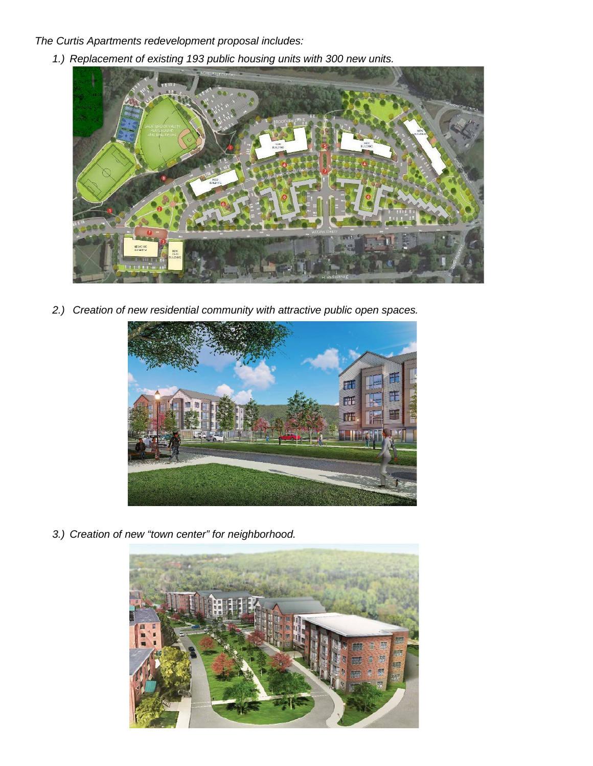*The Curtis Apartments redevelopment proposal includes:*

1. *Replacement of existing 193 public housing units with 300 new units.*

2. *Creation of new residential community with attractive public open spaces.*

3. *Creation of new "town center" for neighborhood.*